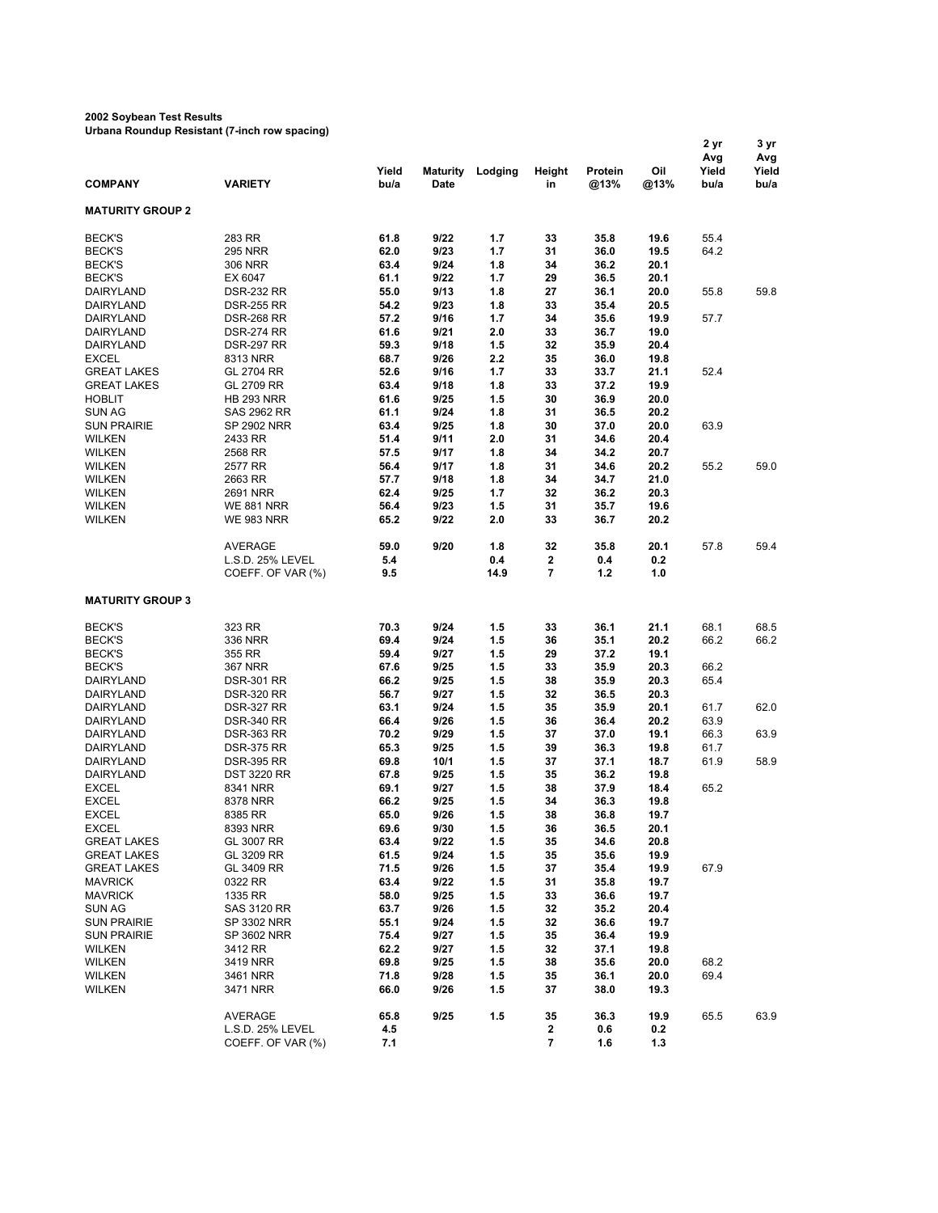**2002 Soybean Test Results**
**Urbana Roundup Resistant (7-inch row spacing)**

| COMPANY | VARIETY | Yield bu/a | Maturity Date | Lodging | Height in | Protein @13% | Oil @13% | 2 yr Avg Yield bu/a | 3 yr Avg Yield bu/a |
|---|---|---|---|---|---|---|---|---|---|
| **MATURITY GROUP 2** | | | | | | | | | |
| BECK'S | 283 RR | 61.8 | 9/22 | 1.7 | 33 | 35.8 | 19.6 | 55.4 | |
| BECK'S | 295 NRR | 62.0 | 9/23 | 1.7 | 31 | 36.0 | 19.5 | 64.2 | |
| BECK'S | 306 NRR | 63.4 | 9/24 | 1.8 | 34 | 36.2 | 20.1 | | |
| BECK'S | EX 6047 | 61.1 | 9/22 | 1.7 | 29 | 36.5 | 20.1 | | |
| DAIRYLAND | DSR-232 RR | 55.0 | 9/13 | 1.8 | 27 | 36.1 | 20.0 | 55.8 | 59.8 |
| DAIRYLAND | DSR-255 RR | 54.2 | 9/23 | 1.8 | 33 | 35.4 | 20.5 | | |
| DAIRYLAND | DSR-268 RR | 57.2 | 9/16 | 1.7 | 34 | 35.6 | 19.9 | 57.7 | |
| DAIRYLAND | DSR-274 RR | 61.6 | 9/21 | 2.0 | 33 | 36.7 | 19.0 | | |
| DAIRYLAND | DSR-297 RR | 59.3 | 9/18 | 1.5 | 32 | 35.9 | 20.4 | | |
| EXCEL | 8313 NRR | 68.7 | 9/26 | 2.2 | 35 | 36.0 | 19.8 | | |
| GREAT LAKES | GL 2704 RR | 52.6 | 9/16 | 1.7 | 33 | 33.7 | 21.1 | 52.4 | |
| GREAT LAKES | GL 2709 RR | 63.4 | 9/18 | 1.8 | 33 | 37.2 | 19.9 | | |
| HOBLIT | HB 293 NRR | 61.6 | 9/25 | 1.5 | 30 | 36.9 | 20.0 | | |
| SUN AG | SAS 2962 RR | 61.1 | 9/24 | 1.8 | 31 | 36.5 | 20.2 | | |
| SUN PRAIRIE | SP 2902 NRR | 63.4 | 9/25 | 1.8 | 30 | 37.0 | 20.0 | 63.9 | |
| WILKEN | 2433 RR | 51.4 | 9/11 | 2.0 | 31 | 34.6 | 20.4 | | |
| WILKEN | 2568 RR | 57.5 | 9/17 | 1.8 | 34 | 34.2 | 20.7 | | |
| WILKEN | 2577 RR | 56.4 | 9/17 | 1.8 | 31 | 34.6 | 20.2 | 55.2 | 59.0 |
| WILKEN | 2663 RR | 57.7 | 9/18 | 1.8 | 34 | 34.7 | 21.0 | | |
| WILKEN | 2691 NRR | 62.4 | 9/25 | 1.7 | 32 | 36.2 | 20.3 | | |
| WILKEN | WE 881 NRR | 56.4 | 9/23 | 1.5 | 31 | 35.7 | 19.6 | | |
| WILKEN | WE 983 NRR | 65.2 | 9/22 | 2.0 | 33 | 36.7 | 20.2 | | |
| | AVERAGE | 59.0 | 9/20 | 1.8 | 32 | 35.8 | 20.1 | 57.8 | 59.4 |
| | L.S.D. 25% LEVEL | 5.4 | | 0.4 | 2 | 0.4 | 0.2 | | |
| | COEFF. OF VAR (%) | 9.5 | | 14.9 | 7 | 1.2 | 1.0 | | |
| **MATURITY GROUP 3** | | | | | | | | | |
| BECK'S | 323 RR | 70.3 | 9/24 | 1.5 | 33 | 36.1 | 21.1 | 68.1 | 68.5 |
| BECK'S | 336 NRR | 69.4 | 9/24 | 1.5 | 36 | 35.1 | 20.2 | 66.2 | 66.2 |
| BECK'S | 355 RR | 59.4 | 9/27 | 1.5 | 29 | 37.2 | 19.1 | | |
| BECK'S | 367 NRR | 67.6 | 9/25 | 1.5 | 33 | 35.9 | 20.3 | 66.2 | |
| DAIRYLAND | DSR-301 RR | 66.2 | 9/25 | 1.5 | 38 | 35.9 | 20.3 | 65.4 | |
| DAIRYLAND | DSR-320 RR | 56.7 | 9/27 | 1.5 | 32 | 36.5 | 20.3 | | |
| DAIRYLAND | DSR-327 RR | 63.1 | 9/24 | 1.5 | 35 | 35.9 | 20.1 | 61.7 | 62.0 |
| DAIRYLAND | DSR-340 RR | 66.4 | 9/26 | 1.5 | 36 | 36.4 | 20.2 | 63.9 | |
| DAIRYLAND | DSR-363 RR | 70.2 | 9/29 | 1.5 | 37 | 37.0 | 19.1 | 66.3 | 63.9 |
| DAIRYLAND | DSR-375 RR | 65.3 | 9/25 | 1.5 | 39 | 36.3 | 19.8 | 61.7 | |
| DAIRYLAND | DSR-395 RR | 69.8 | 10/1 | 1.5 | 37 | 37.1 | 18.7 | 61.9 | 58.9 |
| DAIRYLAND | DST 3220 RR | 67.8 | 9/25 | 1.5 | 35 | 36.2 | 19.8 | | |
| EXCEL | 8341 NRR | 69.1 | 9/27 | 1.5 | 38 | 37.9 | 18.4 | 65.2 | |
| EXCEL | 8378 NRR | 66.2 | 9/25 | 1.5 | 34 | 36.3 | 19.8 | | |
| EXCEL | 8385 RR | 65.0 | 9/26 | 1.5 | 38 | 36.8 | 19.7 | | |
| EXCEL | 8393 NRR | 69.6 | 9/30 | 1.5 | 36 | 36.5 | 20.1 | | |
| GREAT LAKES | GL 3007 RR | 63.4 | 9/22 | 1.5 | 35 | 34.6 | 20.8 | | |
| GREAT LAKES | GL 3209 RR | 61.5 | 9/24 | 1.5 | 35 | 35.6 | 19.9 | | |
| GREAT LAKES | GL 3409 RR | 71.5 | 9/26 | 1.5 | 37 | 35.4 | 19.9 | 67.9 | |
| MAVRICK | 0322 RR | 63.4 | 9/22 | 1.5 | 31 | 35.8 | 19.7 | | |
| MAVRICK | 1335 RR | 58.0 | 9/25 | 1.5 | 33 | 36.6 | 19.7 | | |
| SUN AG | SAS 3120 RR | 63.7 | 9/26 | 1.5 | 32 | 35.2 | 20.4 | | |
| SUN PRAIRIE | SP 3302 NRR | 55.1 | 9/24 | 1.5 | 32 | 36.6 | 19.7 | | |
| SUN PRAIRIE | SP 3602 NRR | 75.4 | 9/27 | 1.5 | 35 | 36.4 | 19.9 | | |
| WILKEN | 3412 RR | 62.2 | 9/27 | 1.5 | 32 | 37.1 | 19.8 | | |
| WILKEN | 3419 NRR | 69.8 | 9/25 | 1.5 | 38 | 35.6 | 20.0 | 68.2 | |
| WILKEN | 3461 NRR | 71.8 | 9/28 | 1.5 | 35 | 36.1 | 20.0 | 69.4 | |
| WILKEN | 3471 NRR | 66.0 | 9/26 | 1.5 | 37 | 38.0 | 19.3 | | |
| | AVERAGE | 65.8 | 9/25 | 1.5 | 35 | 36.3 | 19.9 | 65.5 | 63.9 |
| | L.S.D. 25% LEVEL | 4.5 | | | 2 | 0.6 | 0.2 | | |
| | COEFF. OF VAR (%) | 7.1 | | | 7 | 1.6 | 1.3 | | |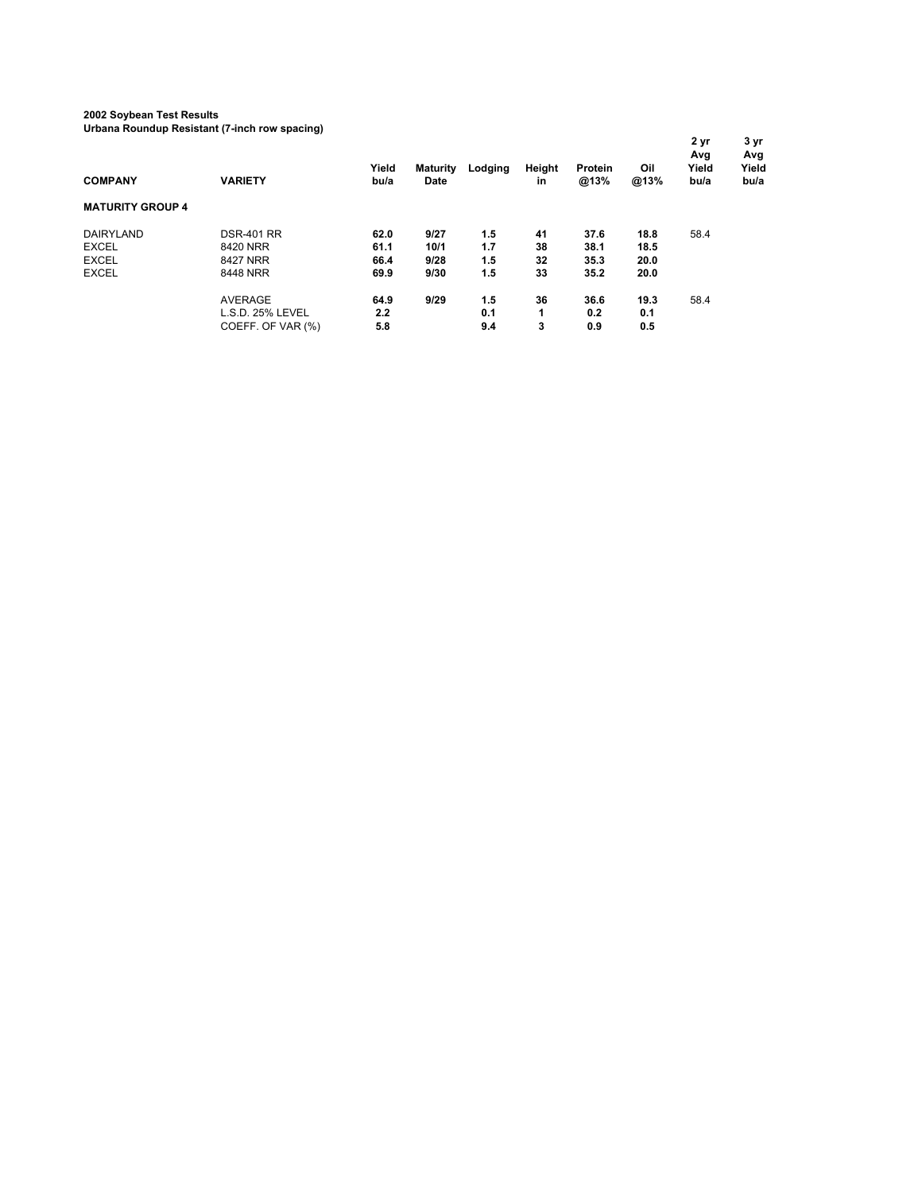**2002 Soybean Test Results**
**Urbana Roundup Resistant (7-inch row spacing)**

| COMPANY | VARIETY | Yield bu/a | Maturity Date | Lodging | Height in | Protein @13% | Oil @13% | 2 yr Avg Yield bu/a | 3 yr Avg Yield bu/a |
|---|---|---|---|---|---|---|---|---|---|
| **MATURITY GROUP 4** | | | | | | | | | |
| DAIRYLAND | DSR-401 RR | **62.0** | **9/27** | **1.5** | **41** | **37.6** | **18.8** | 58.4 | |
| EXCEL | 8420 NRR | **61.1** | **10/1** | **1.7** | **38** | **38.1** | **18.5** | | |
| EXCEL | 8427 NRR | **66.4** | **9/28** | **1.5** | **32** | **35.3** | **20.0** | | |
| EXCEL | 8448 NRR | **69.9** | **9/30** | **1.5** | **33** | **35.2** | **20.0** | | |
| | AVERAGE | **64.9** | **9/29** | **1.5** | **36** | **36.6** | **19.3** | 58.4 | |
| | L.S.D. 25% LEVEL | **2.2** | | **0.1** | **1** | **0.2** | **0.1** | | |
| | COEFF. OF VAR (%) | **5.8** | | **9.4** | **3** | **0.9** | **0.5** | | |